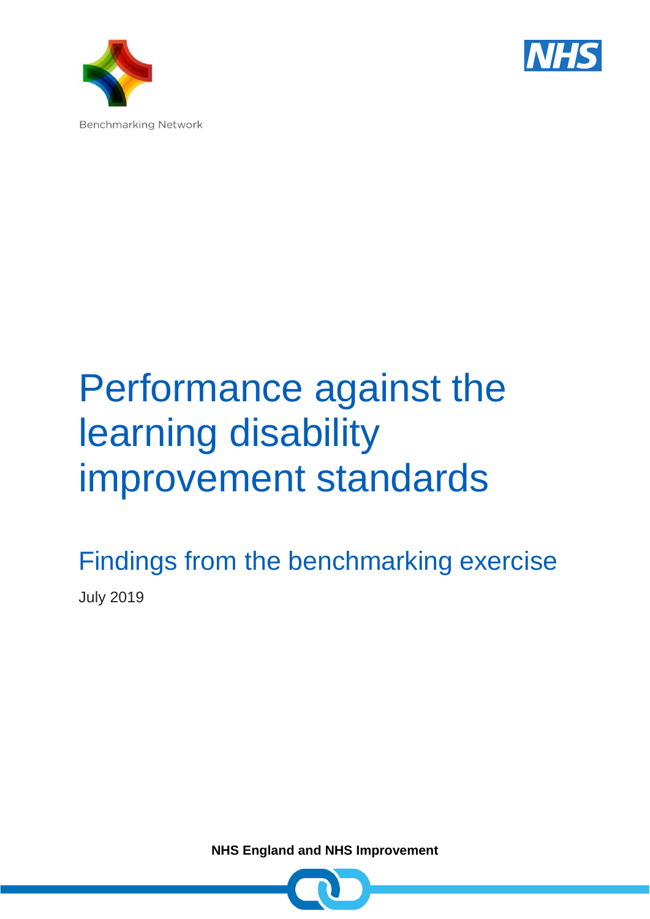Benchmarking Network

# Performance against the learning disability improvement standards

## Findings from the benchmarking exercise

July 2019

**NHS England and NHS Improvement**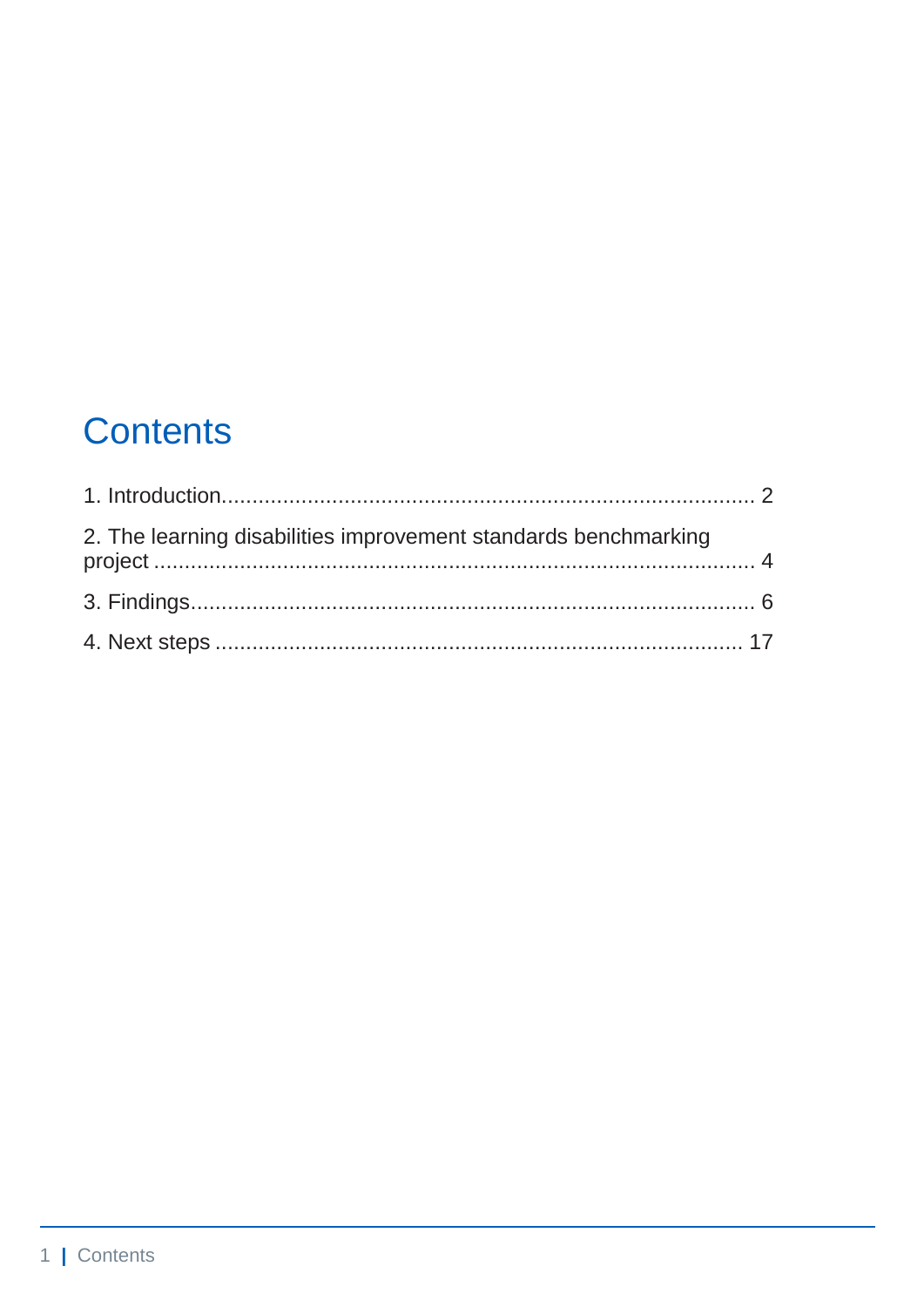# Contents

1. Introduction ........................................................................ 2
2. The learning disabilities improvement standards benchmarking project ........................................................................ 4
3. Findings ........................................................................ 6
4. Next steps ........................................................................ 17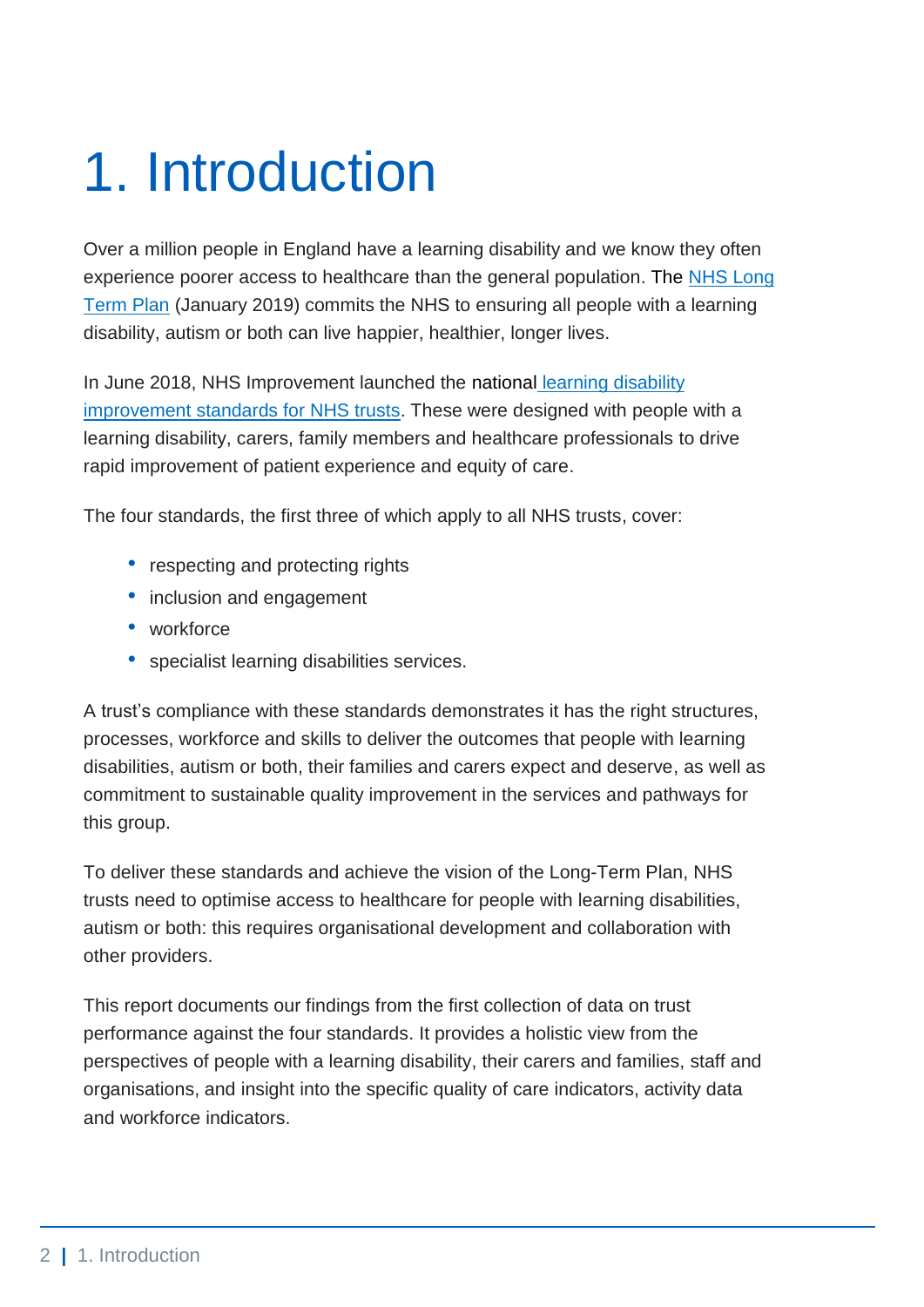# 1. Introduction

Over a million people in England have a learning disability and we know they often experience poorer access to healthcare than the general population. The NHS Long Term Plan (January 2019) commits the NHS to ensuring all people with a learning disability, autism or both can live happier, healthier, longer lives.

In June 2018, NHS Improvement launched the national learning disability improvement standards for NHS trusts. These were designed with people with a learning disability, carers, family members and healthcare professionals to drive rapid improvement of patient experience and equity of care.

The four standards, the first three of which apply to all NHS trusts, cover:

- respecting and protecting rights
- inclusion and engagement
- workforce
- specialist learning disabilities services.

A trust's compliance with these standards demonstrates it has the right structures, processes, workforce and skills to deliver the outcomes that people with learning disabilities, autism or both, their families and carers expect and deserve, as well as commitment to sustainable quality improvement in the services and pathways for this group.

To deliver these standards and achieve the vision of the Long-Term Plan, NHS trusts need to optimise access to healthcare for people with learning disabilities, autism or both: this requires organisational development and collaboration with other providers.

This report documents our findings from the first collection of data on trust performance against the four standards. It provides a holistic view from the perspectives of people with a learning disability, their carers and families, staff and organisations, and insight into the specific quality of care indicators, activity data and workforce indicators.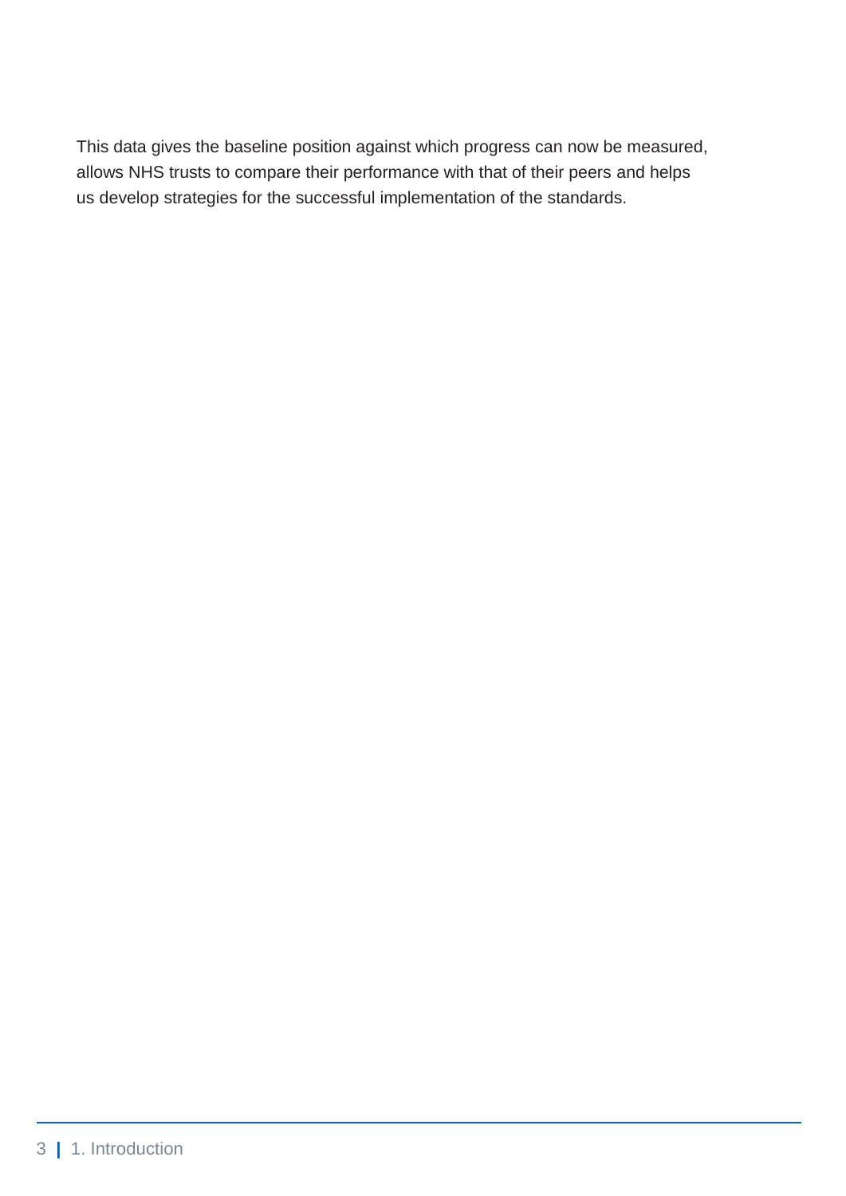This data gives the baseline position against which progress can now be measured, allows NHS trusts to compare their performance with that of their peers and helps us develop strategies for the successful implementation of the standards.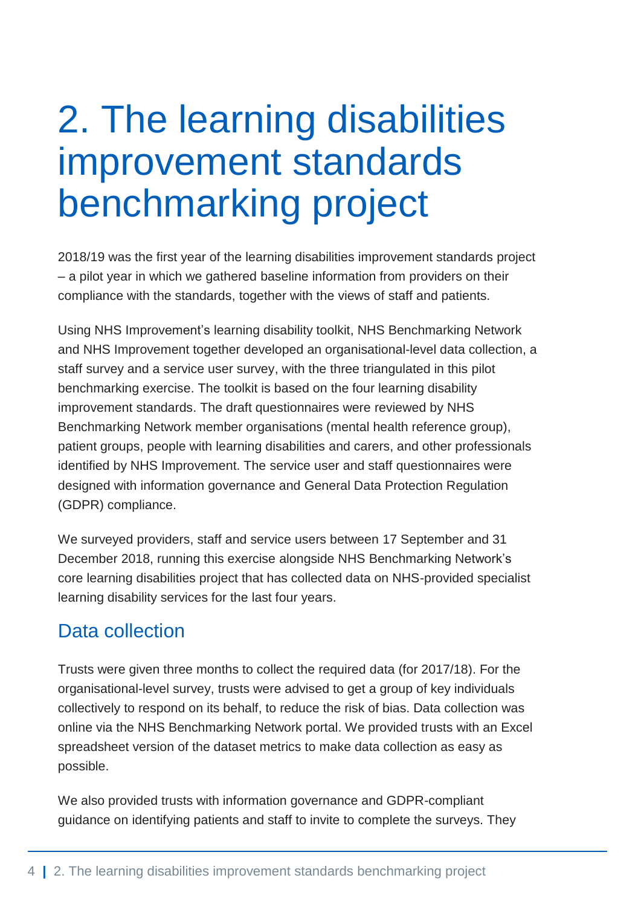# 2. The learning disabilities improvement standards benchmarking project

2018/19 was the first year of the learning disabilities improvement standards project – a pilot year in which we gathered baseline information from providers on their compliance with the standards, together with the views of staff and patients.

Using NHS Improvement's learning disability toolkit, NHS Benchmarking Network and NHS Improvement together developed an organisational-level data collection, a staff survey and a service user survey, with the three triangulated in this pilot benchmarking exercise. The toolkit is based on the four learning disability improvement standards. The draft questionnaires were reviewed by NHS Benchmarking Network member organisations (mental health reference group), patient groups, people with learning disabilities and carers, and other professionals identified by NHS Improvement. The service user and staff questionnaires were designed with information governance and General Data Protection Regulation (GDPR) compliance.

We surveyed providers, staff and service users between 17 September and 31 December 2018, running this exercise alongside NHS Benchmarking Network's core learning disabilities project that has collected data on NHS-provided specialist learning disability services for the last four years.

## Data collection

Trusts were given three months to collect the required data (for 2017/18). For the organisational-level survey, trusts were advised to get a group of key individuals collectively to respond on its behalf, to reduce the risk of bias. Data collection was online via the NHS Benchmarking Network portal. We provided trusts with an Excel spreadsheet version of the dataset metrics to make data collection as easy as possible.

We also provided trusts with information governance and GDPR-compliant guidance on identifying patients and staff to invite to complete the surveys. They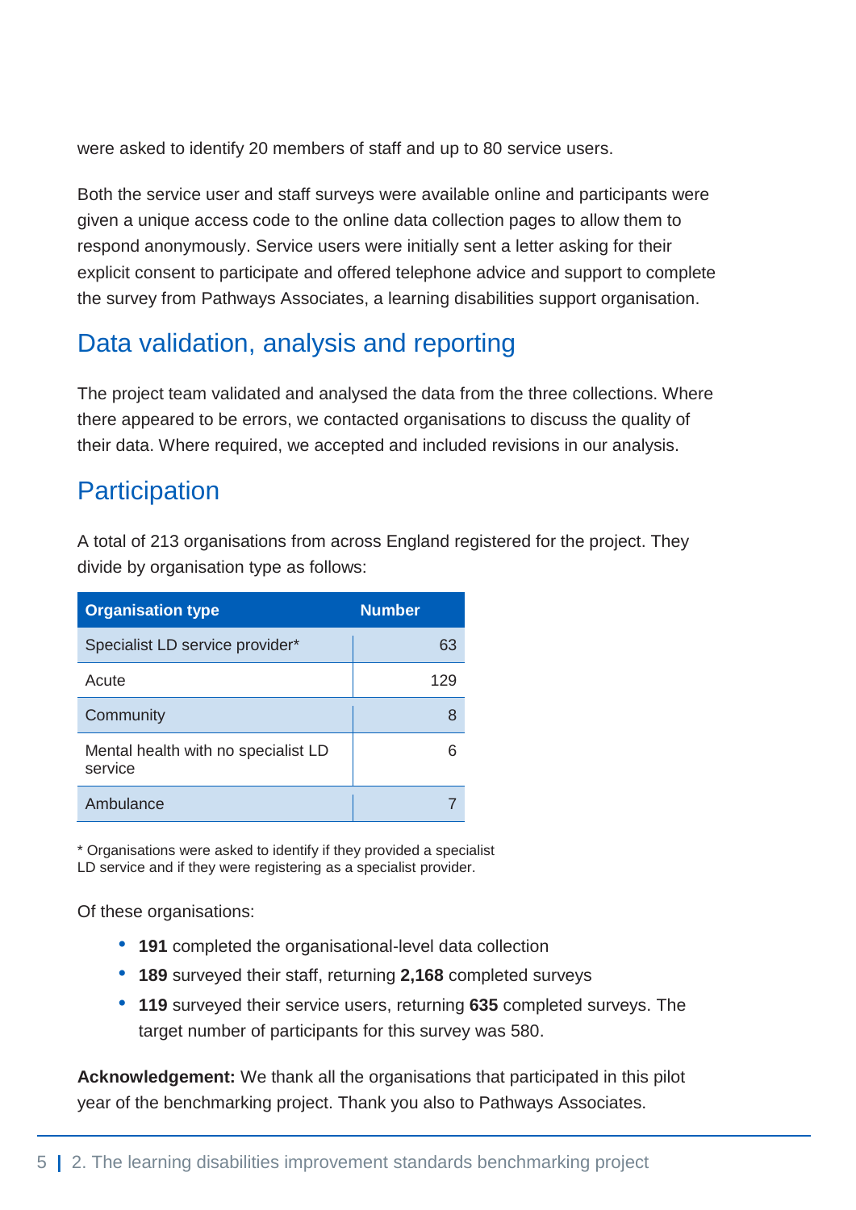were asked to identify 20 members of staff and up to 80 service users.

Both the service user and staff surveys were available online and participants were given a unique access code to the online data collection pages to allow them to respond anonymously. Service users were initially sent a letter asking for their explicit consent to participate and offered telephone advice and support to complete the survey from Pathways Associates, a learning disabilities support organisation.

## Data validation, analysis and reporting

The project team validated and analysed the data from the three collections. Where there appeared to be errors, we contacted organisations to discuss the quality of their data. Where required, we accepted and included revisions in our analysis.

## Participation

A total of 213 organisations from across England registered for the project. They divide by organisation type as follows:

| Organisation type | Number |
|---|---|
| Specialist LD service provider* | 63 |
| Acute | 129 |
| Community | 8 |
| Mental health with no specialist LD service | 6 |
| Ambulance | 7 |

* Organisations were asked to identify if they provided a specialist LD service and if they were registering as a specialist provider.

Of these organisations:

- **191** completed the organisational-level data collection
- **189** surveyed their staff, returning **2,168** completed surveys
- **119** surveyed their service users, returning **635** completed surveys. The target number of participants for this survey was 580.

**Acknowledgement:** We thank all the organisations that participated in this pilot year of the benchmarking project. Thank you also to Pathways Associates.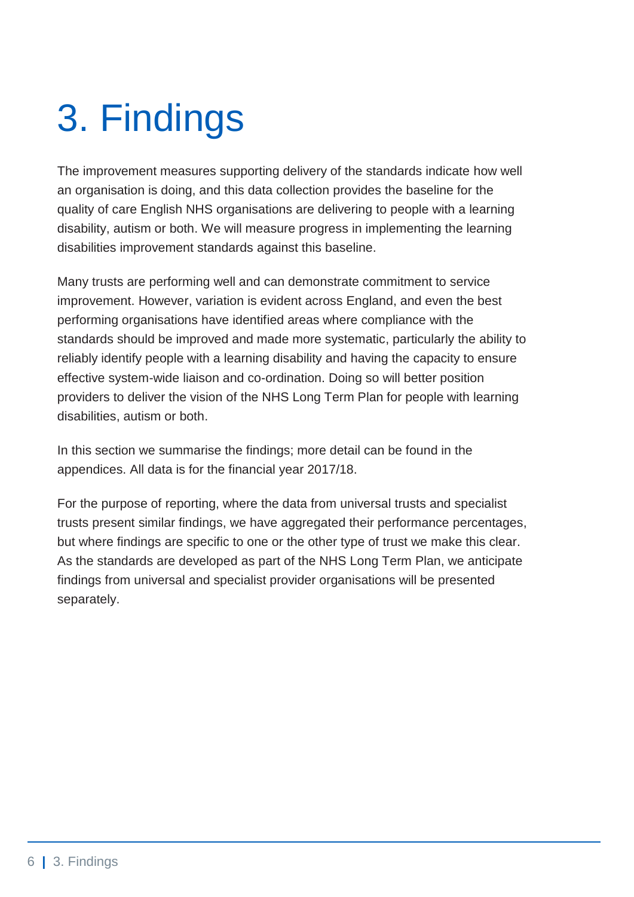# 3. Findings

The improvement measures supporting delivery of the standards indicate how well an organisation is doing, and this data collection provides the baseline for the quality of care English NHS organisations are delivering to people with a learning disability, autism or both. We will measure progress in implementing the learning disabilities improvement standards against this baseline.

Many trusts are performing well and can demonstrate commitment to service improvement. However, variation is evident across England, and even the best performing organisations have identified areas where compliance with the standards should be improved and made more systematic, particularly the ability to reliably identify people with a learning disability and having the capacity to ensure effective system-wide liaison and co-ordination. Doing so will better position providers to deliver the vision of the NHS Long Term Plan for people with learning disabilities, autism or both.

In this section we summarise the findings; more detail can be found in the appendices. All data is for the financial year 2017/18.

For the purpose of reporting, where the data from universal trusts and specialist trusts present similar findings, we have aggregated their performance percentages, but where findings are specific to one or the other type of trust we make this clear. As the standards are developed as part of the NHS Long Term Plan, we anticipate findings from universal and specialist provider organisations will be presented separately.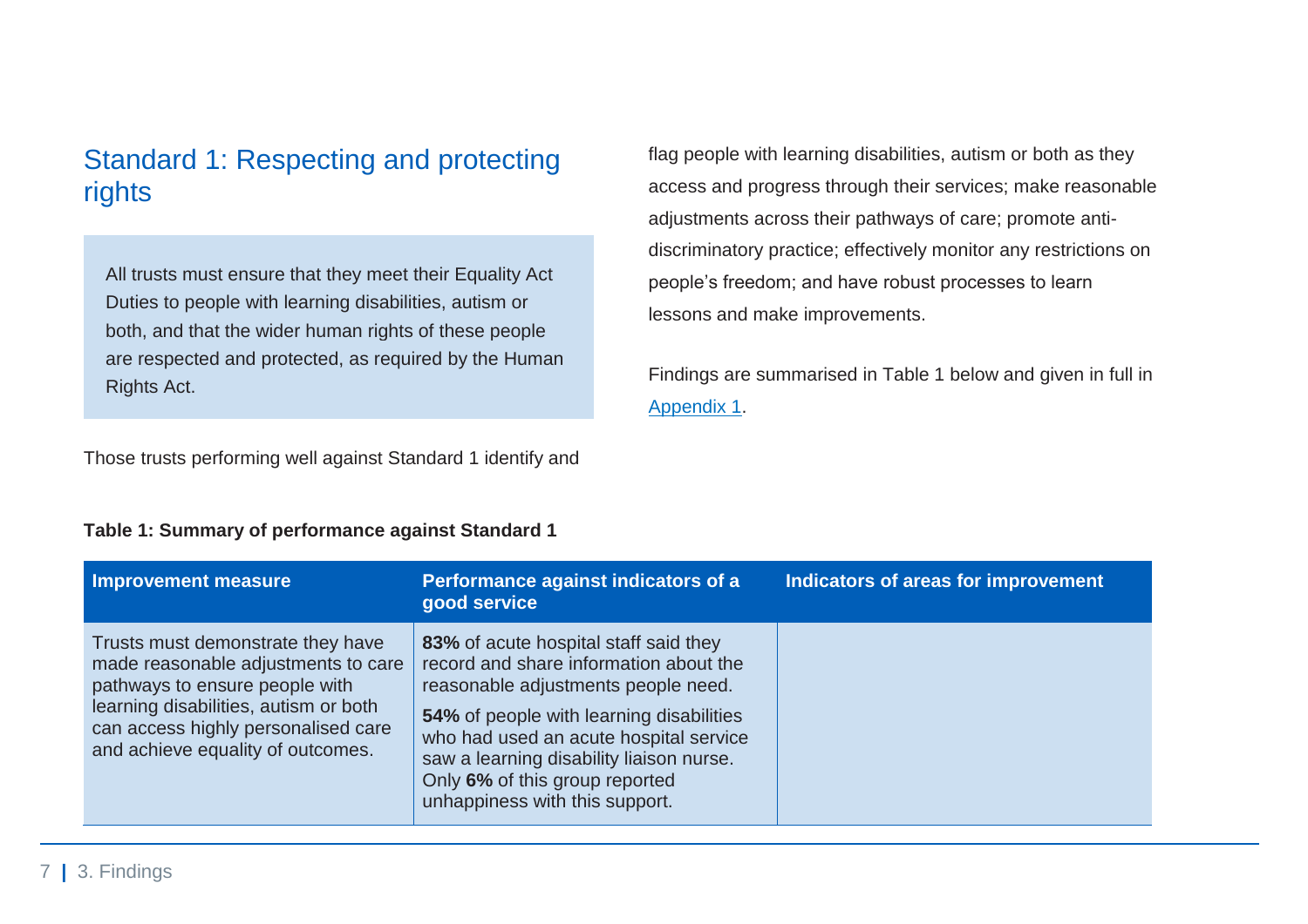## Standard 1: Respecting and protecting rights

All trusts must ensure that they meet their Equality Act Duties to people with learning disabilities, autism or both, and that the wider human rights of these people are respected and protected, as required by the Human Rights Act.

Those trusts performing well against Standard 1 identify and flag people with learning disabilities, autism or both as they access and progress through their services; make reasonable adjustments across their pathways of care; promote anti-discriminatory practice; effectively monitor any restrictions on people's freedom; and have robust processes to learn lessons and make improvements.

Findings are summarised in Table 1 below and given in full in Appendix 1.

**Table 1: Summary of performance against Standard 1**

| Improvement measure | Performance against indicators of a good service | Indicators of areas for improvement |
|---|---|---|
| Trusts must demonstrate they have made reasonable adjustments to care pathways to ensure people with learning disabilities, autism or both can access highly personalised care and achieve equality of outcomes. | **83%** of acute hospital staff said they record and share information about the reasonable adjustments people need.<br><br>**54%** of people with learning disabilities who had used an acute hospital service saw a learning disability liaison nurse. Only **6%** of this group reported unhappiness with this support. | |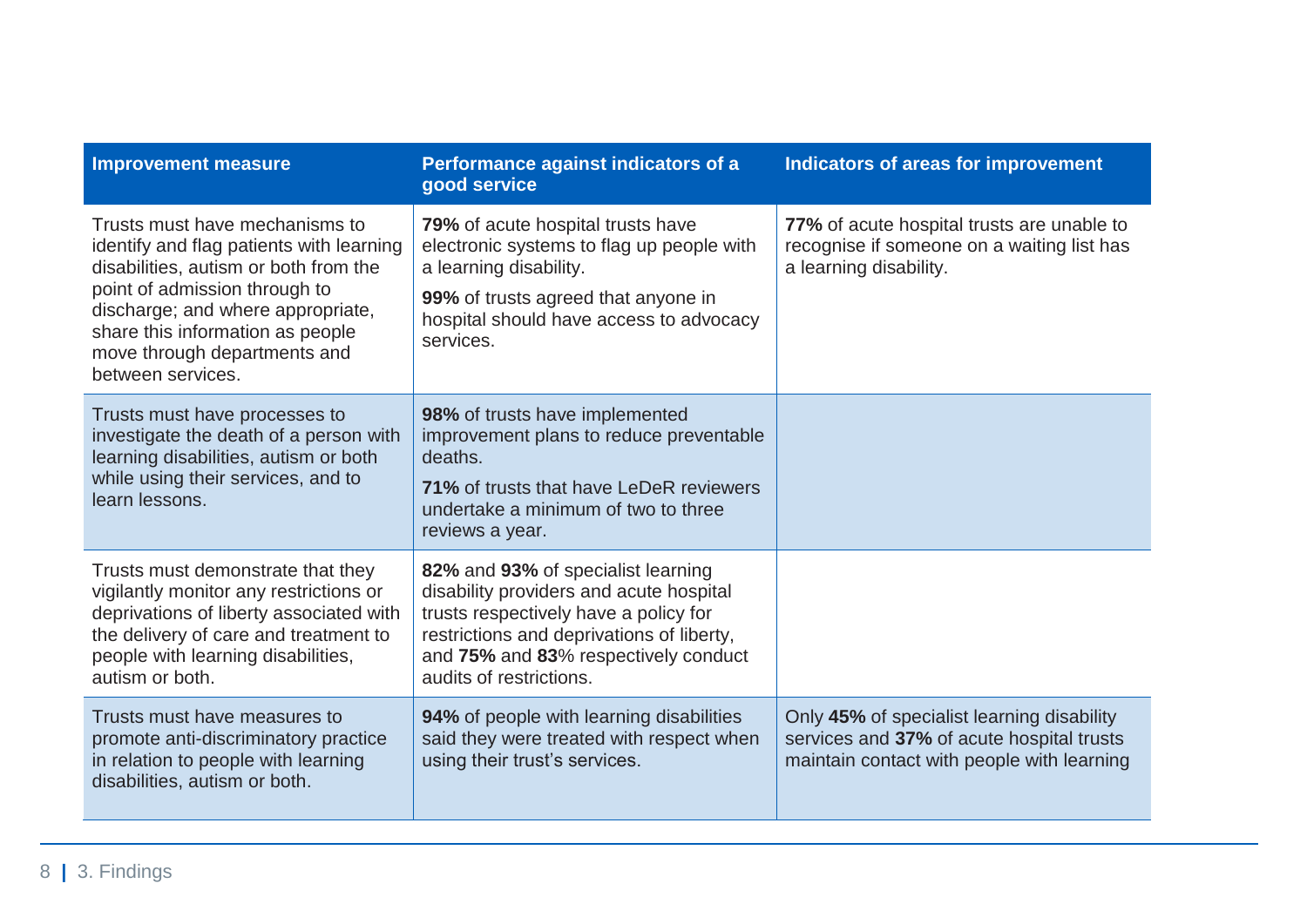| Improvement measure | Performance against indicators of a good service | Indicators of areas for improvement |
|---|---|---|
| Trusts must have mechanisms to identify and flag patients with learning disabilities, autism or both from the point of admission through to discharge; and where appropriate, share this information as people move through departments and between services. | **79%** of acute hospital trusts have electronic systems to flag up people with a learning disability.<br><br>**99%** of trusts agreed that anyone in hospital should have access to advocacy services. | **77%** of acute hospital trusts are unable to recognise if someone on a waiting list has a learning disability. |
| Trusts must have processes to investigate the death of a person with learning disabilities, autism or both while using their services, and to learn lessons. | **98%** of trusts have implemented improvement plans to reduce preventable deaths.<br><br>**71%** of trusts that have LeDeR reviewers undertake a minimum of two to three reviews a year. | |
| Trusts must demonstrate that they vigilantly monitor any restrictions or deprivations of liberty associated with the delivery of care and treatment to people with learning disabilities, autism or both. | **82%** and **93%** of specialist learning disability providers and acute hospital trusts respectively have a policy for restrictions and deprivations of liberty, and **75%** and **83**% respectively conduct audits of restrictions. | |
| Trusts must have measures to promote anti-discriminatory practice in relation to people with learning disabilities, autism or both. | **94%** of people with learning disabilities said they were treated with respect when using their trust's services. | Only **45%** of specialist learning disability services and **37%** of acute hospital trusts maintain contact with people with learning |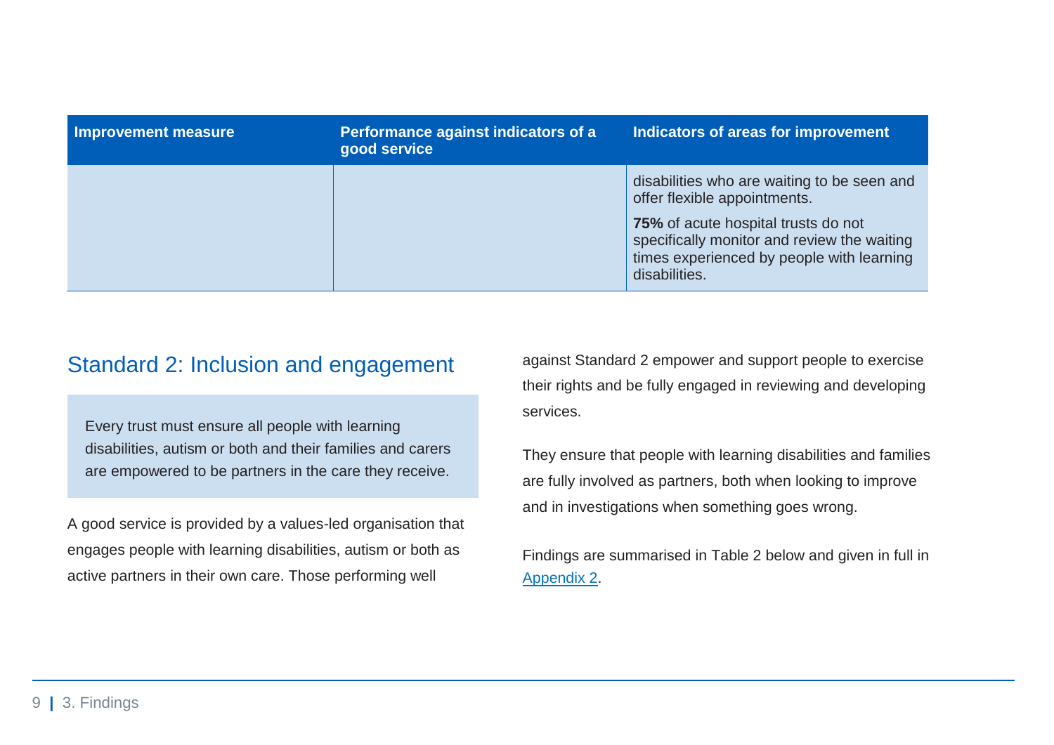| Improvement measure | Performance against indicators of a good service | Indicators of areas for improvement |
|---|---|---|
| | | disabilities who are waiting to be seen and offer flexible appointments.<br><br>**75%** of acute hospital trusts do not specifically monitor and review the waiting times experienced by people with learning disabilities. |

## Standard 2: Inclusion and engagement

Every trust must ensure all people with learning disabilities, autism or both and their families and carers are empowered to be partners in the care they receive.

A good service is provided by a values-led organisation that engages people with learning disabilities, autism or both as active partners in their own care. Those performing well against Standard 2 empower and support people to exercise their rights and be fully engaged in reviewing and developing services.

They ensure that people with learning disabilities and families are fully involved as partners, both when looking to improve and in investigations when something goes wrong.

Findings are summarised in Table 2 below and given in full in Appendix 2.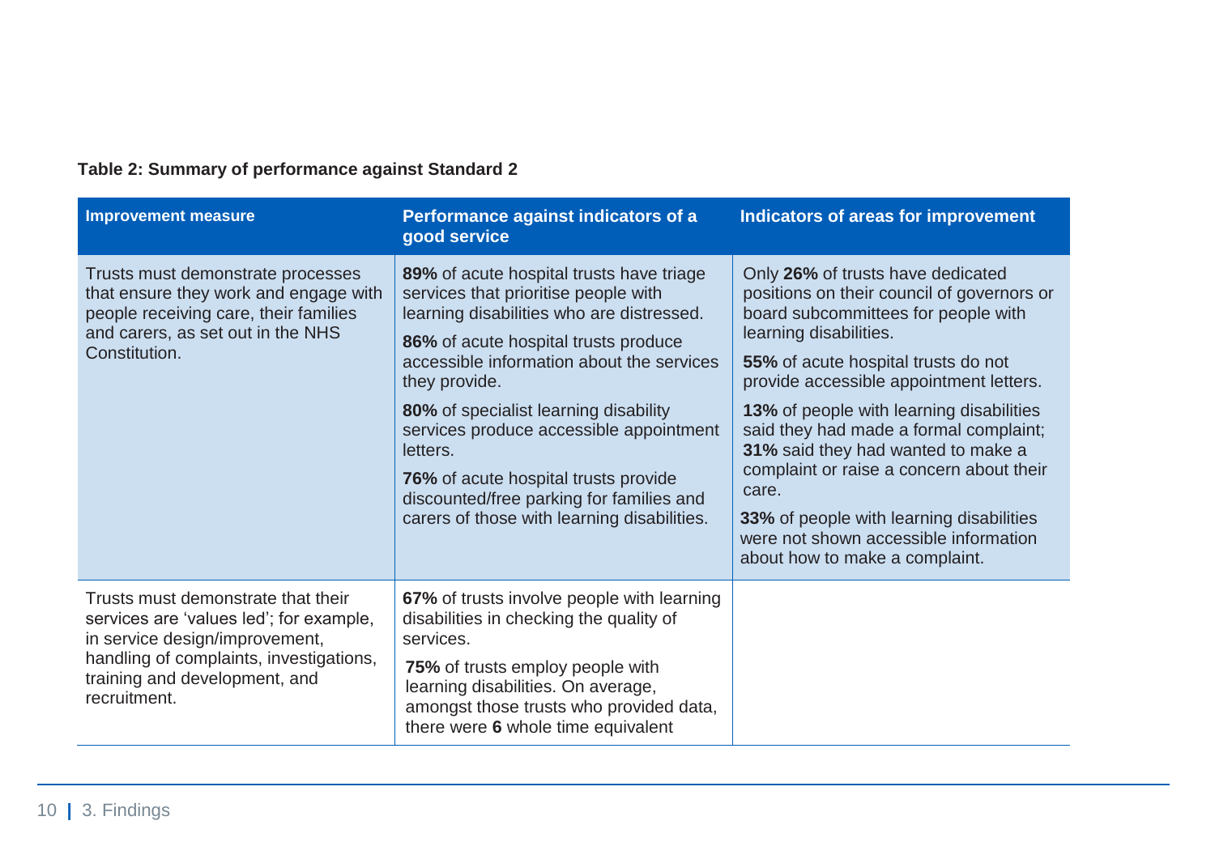**Table 2: Summary of performance against Standard 2**

| Improvement measure | Performance against indicators of a good service | Indicators of areas for improvement |
|---|---|---|
| Trusts must demonstrate processes that ensure they work and engage with people receiving care, their families and carers, as set out in the NHS Constitution. | **89%** of acute hospital trusts have triage services that prioritise people with learning disabilities who are distressed.<br><br>**86%** of acute hospital trusts produce accessible information about the services they provide.<br><br>**80%** of specialist learning disability services produce accessible appointment letters.<br><br>**76%** of acute hospital trusts provide discounted/free parking for families and carers of those with learning disabilities. | Only **26%** of trusts have dedicated positions on their council of governors or board subcommittees for people with learning disabilities.<br><br>**55%** of acute hospital trusts do not provide accessible appointment letters.<br><br>**13%** of people with learning disabilities said they had made a formal complaint; **31%** said they had wanted to make a complaint or raise a concern about their care.<br><br>**33%** of people with learning disabilities were not shown accessible information about how to make a complaint. |
| Trusts must demonstrate that their services are 'values led'; for example, in service design/improvement, handling of complaints, investigations, training and development, and recruitment. | **67%** of trusts involve people with learning disabilities in checking the quality of services.<br><br>**75%** of trusts employ people with learning disabilities. On average, amongst those trusts who provided data, there were **6** whole time equivalent | |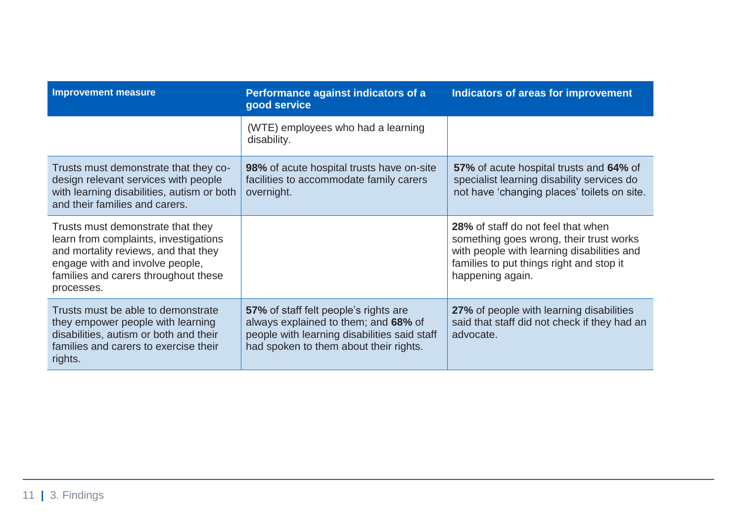| Improvement measure | Performance against indicators of a good service | Indicators of areas for improvement |
|---|---|---|
| | (WTE) employees who had a learning disability. | |
| Trusts must demonstrate that they co-design relevant services with people with learning disabilities, autism or both and their families and carers. | **98%** of acute hospital trusts have on-site facilities to accommodate family carers overnight. | **57%** of acute hospital trusts and **64%** of specialist learning disability services do not have 'changing places' toilets on site. |
| Trusts must demonstrate that they learn from complaints, investigations and mortality reviews, and that they engage with and involve people, families and carers throughout these processes. | | **28%** of staff do not feel that when something goes wrong, their trust works with people with learning disabilities and families to put things right and stop it happening again. |
| Trusts must be able to demonstrate they empower people with learning disabilities, autism or both and their families and carers to exercise their rights. | **57%** of staff felt people's rights are always explained to them; and **68%** of people with learning disabilities said staff had spoken to them about their rights. | **27%** of people with learning disabilities said that staff did not check if they had an advocate. |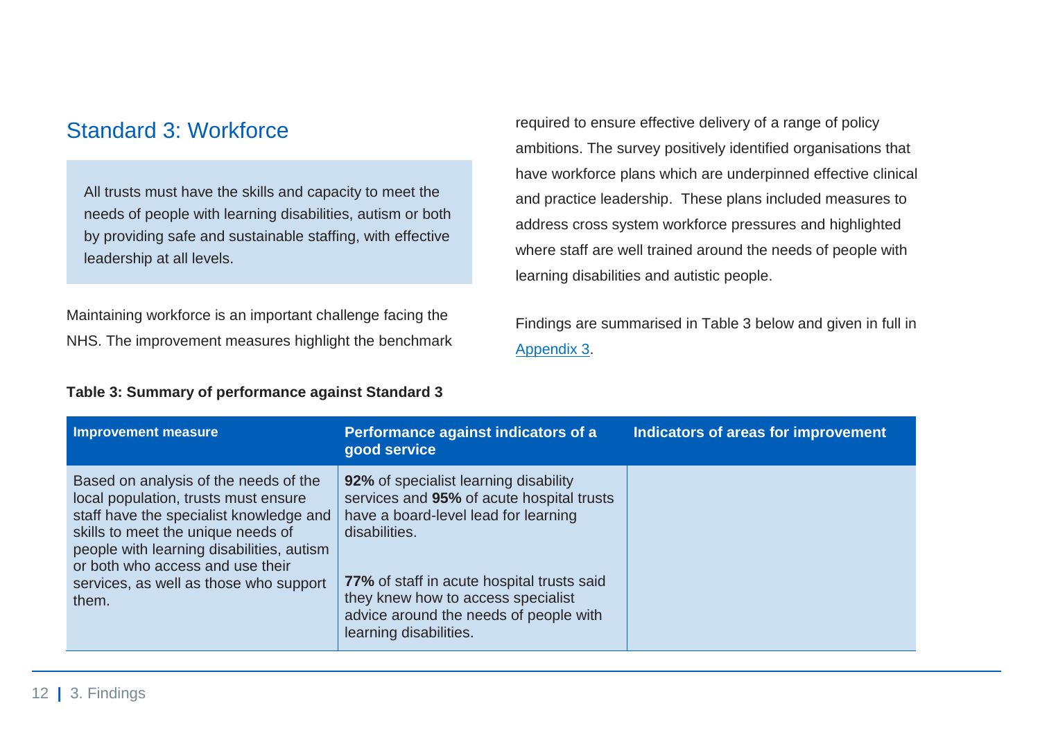## Standard 3: Workforce

All trusts must have the skills and capacity to meet the needs of people with learning disabilities, autism or both by providing safe and sustainable staffing, with effective leadership at all levels.

Maintaining workforce is an important challenge facing the NHS. The improvement measures highlight the benchmark required to ensure effective delivery of a range of policy ambitions. The survey positively identified organisations that have workforce plans which are underpinned effective clinical and practice leadership. These plans included measures to address cross system workforce pressures and highlighted where staff are well trained around the needs of people with learning disabilities and autistic people.

Findings are summarised in Table 3 below and given in full in Appendix 3.

**Table 3: Summary of performance against Standard 3**

| Improvement measure | Performance against indicators of a good service | Indicators of areas for improvement |
|---|---|---|
| Based on analysis of the needs of the local population, trusts must ensure staff have the specialist knowledge and skills to meet the unique needs of people with learning disabilities, autism or both who access and use their services, as well as those who support them. | **92%** of specialist learning disability services and **95%** of acute hospital trusts have a board-level lead for learning disabilities.<br><br>**77%** of staff in acute hospital trusts said they knew how to access specialist advice around the needs of people with learning disabilities. | |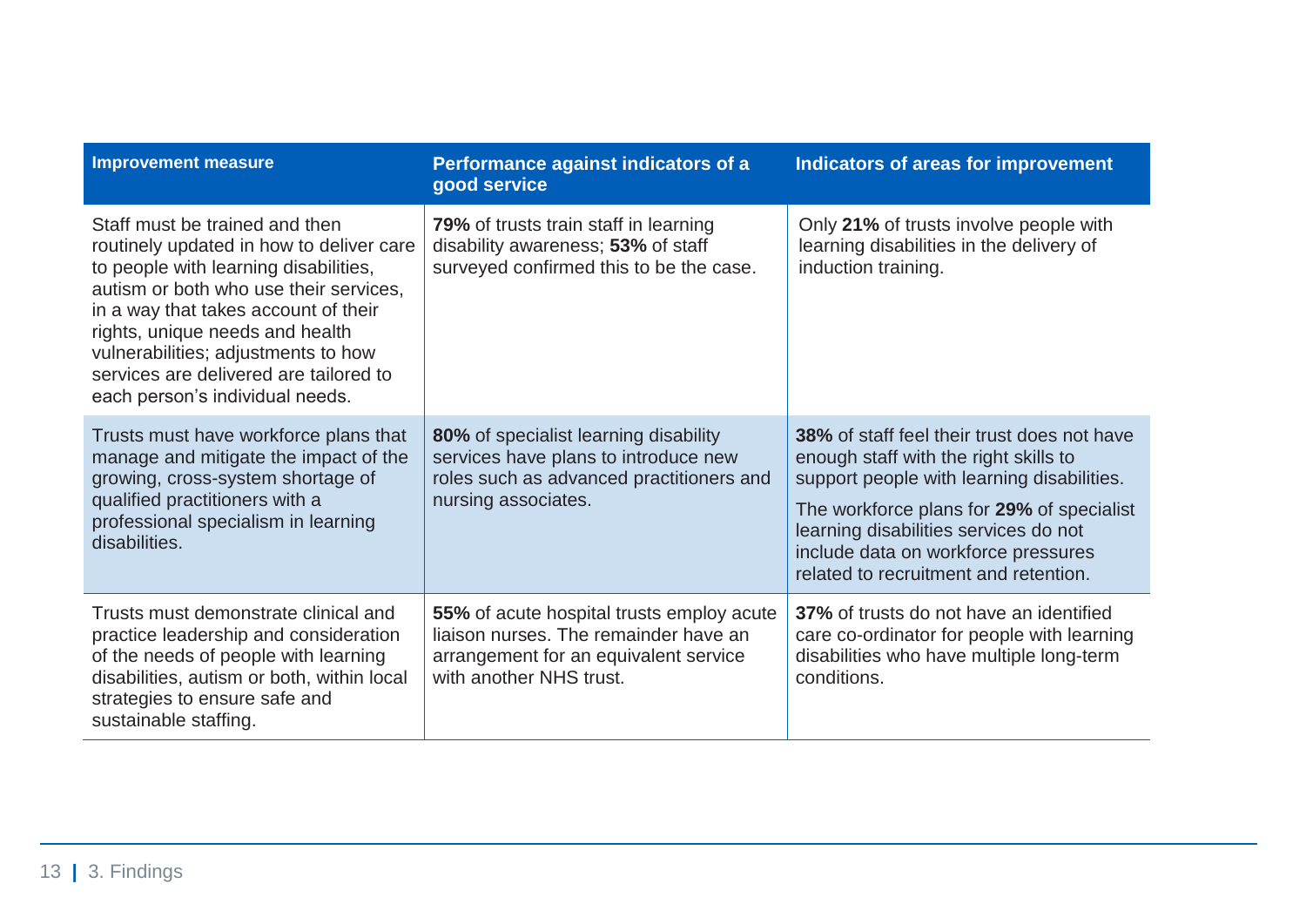| Improvement measure | Performance against indicators of a good service | Indicators of areas for improvement |
|---|---|---|
| Staff must be trained and then routinely updated in how to deliver care to people with learning disabilities, autism or both who use their services, in a way that takes account of their rights, unique needs and health vulnerabilities; adjustments to how services are delivered are tailored to each person's individual needs. | **79%** of trusts train staff in learning disability awareness; **53%** of staff surveyed confirmed this to be the case. | Only **21%** of trusts involve people with learning disabilities in the delivery of induction training. |
| Trusts must have workforce plans that manage and mitigate the impact of the growing, cross-system shortage of qualified practitioners with a professional specialism in learning disabilities. | **80%** of specialist learning disability services have plans to introduce new roles such as advanced practitioners and nursing associates. | **38%** of staff feel their trust does not have enough staff with the right skills to support people with learning disabilities. The workforce plans for **29%** of specialist learning disabilities services do not include data on workforce pressures related to recruitment and retention. |
| Trusts must demonstrate clinical and practice leadership and consideration of the needs of people with learning disabilities, autism or both, within local strategies to ensure safe and sustainable staffing. | **55%** of acute hospital trusts employ acute liaison nurses. The remainder have an arrangement for an equivalent service with another NHS trust. | **37%** of trusts do not have an identified care co-ordinator for people with learning disabilities who have multiple long-term conditions. |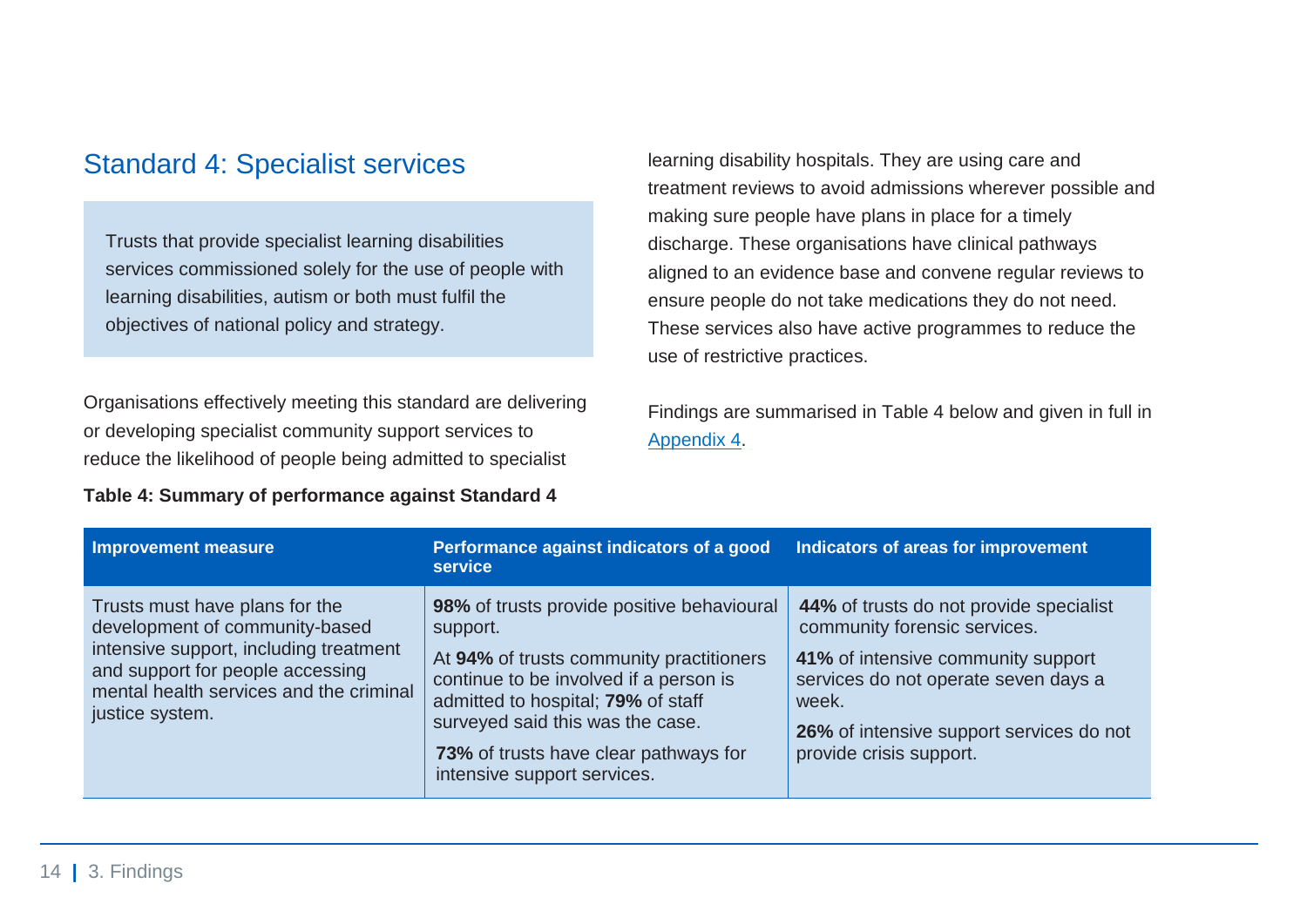## Standard 4: Specialist services

Trusts that provide specialist learning disabilities services commissioned solely for the use of people with learning disabilities, autism or both must fulfil the objectives of national policy and strategy.

Organisations effectively meeting this standard are delivering or developing specialist community support services to reduce the likelihood of people being admitted to specialist learning disability hospitals. They are using care and treatment reviews to avoid admissions wherever possible and making sure people have plans in place for a timely discharge. These organisations have clinical pathways aligned to an evidence base and convene regular reviews to ensure people do not take medications they do not need. These services also have active programmes to reduce the use of restrictive practices.

Findings are summarised in Table 4 below and given in full in Appendix 4.

**Table 4: Summary of performance against Standard 4**

| Improvement measure | Performance against indicators of a good service | Indicators of areas for improvement |
|---|---|---|
| Trusts must have plans for the development of community-based intensive support, including treatment and support for people accessing mental health services and the criminal justice system. | **98%** of trusts provide positive behavioural support.<br><br>At **94%** of trusts community practitioners continue to be involved if a person is admitted to hospital; **79%** of staff surveyed said this was the case.<br><br>**73%** of trusts have clear pathways for intensive support services. | **44%** of trusts do not provide specialist community forensic services.<br><br>**41%** of intensive community support services do not operate seven days a week.<br><br>**26%** of intensive support services do not provide crisis support. |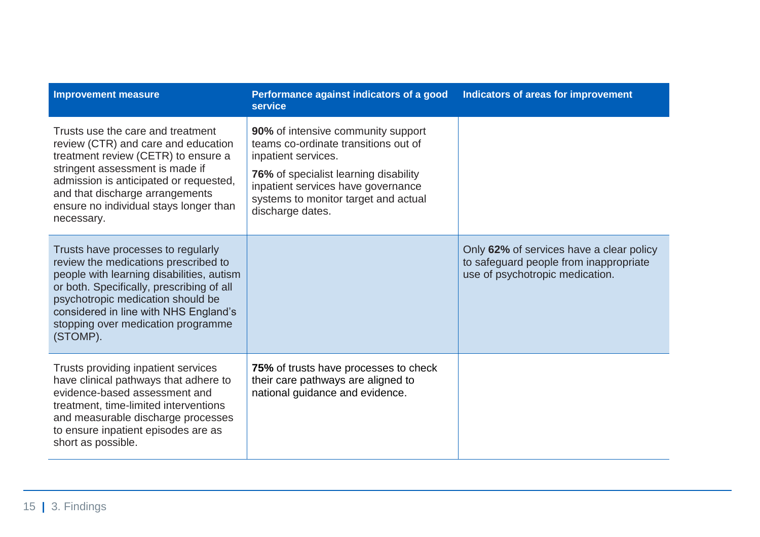| Improvement measure | Performance against indicators of a good service | Indicators of areas for improvement |
|---|---|---|
| Trusts use the care and treatment review (CTR) and care and education treatment review (CETR) to ensure a stringent assessment is made if admission is anticipated or requested, and that discharge arrangements ensure no individual stays longer than necessary. | **90%** of intensive community support teams co-ordinate transitions out of inpatient services.<br><br>**76%** of specialist learning disability inpatient services have governance systems to monitor target and actual discharge dates. | |
| Trusts have processes to regularly review the medications prescribed to people with learning disabilities, autism or both. Specifically, prescribing of all psychotropic medication should be considered in line with NHS England's stopping over medication programme (STOMP). | | Only **62%** of services have a clear policy to safeguard people from inappropriate use of psychotropic medication. |
| Trusts providing inpatient services have clinical pathways that adhere to evidence-based assessment and treatment, time-limited interventions and measurable discharge processes to ensure inpatient episodes are as short as possible. | **75%** of trusts have processes to check their care pathways are aligned to national guidance and evidence. | |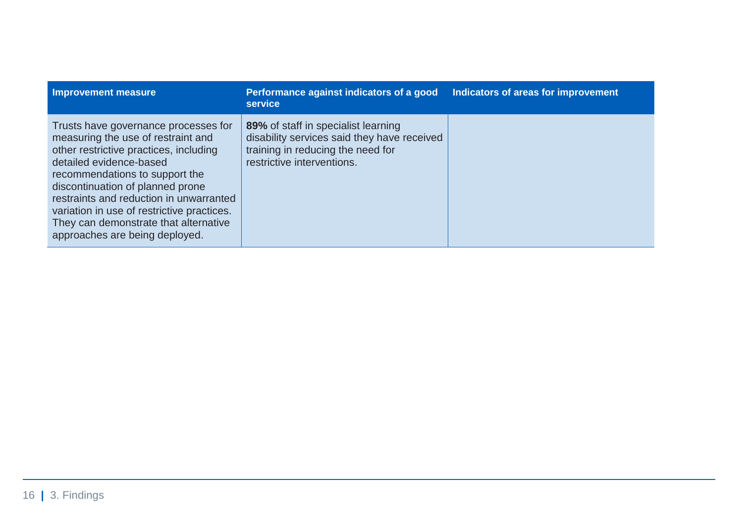| Improvement measure | Performance against indicators of a good service | Indicators of areas for improvement |
|---|---|---|
| Trusts have governance processes for measuring the use of restraint and other restrictive practices, including detailed evidence-based recommendations to support the discontinuation of planned prone restraints and reduction in unwarranted variation in use of restrictive practices. They can demonstrate that alternative approaches are being deployed. | **89%** of staff in specialist learning disability services said they have received training in reducing the need for restrictive interventions. | |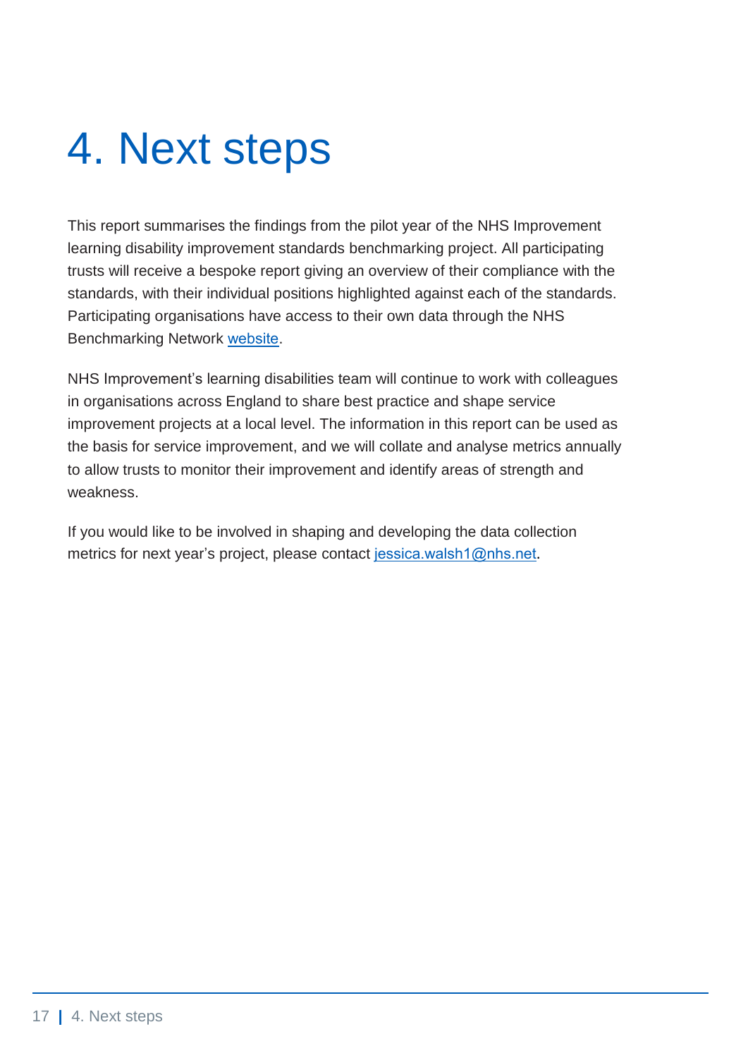# 4. Next steps

This report summarises the findings from the pilot year of the NHS Improvement learning disability improvement standards benchmarking project. All participating trusts will receive a bespoke report giving an overview of their compliance with the standards, with their individual positions highlighted against each of the standards. Participating organisations have access to their own data through the NHS Benchmarking Network website.

NHS Improvement's learning disabilities team will continue to work with colleagues in organisations across England to share best practice and shape service improvement projects at a local level. The information in this report can be used as the basis for service improvement, and we will collate and analyse metrics annually to allow trusts to monitor their improvement and identify areas of strength and weakness.

If you would like to be involved in shaping and developing the data collection metrics for next year's project, please contact jessica.walsh1@nhs.net.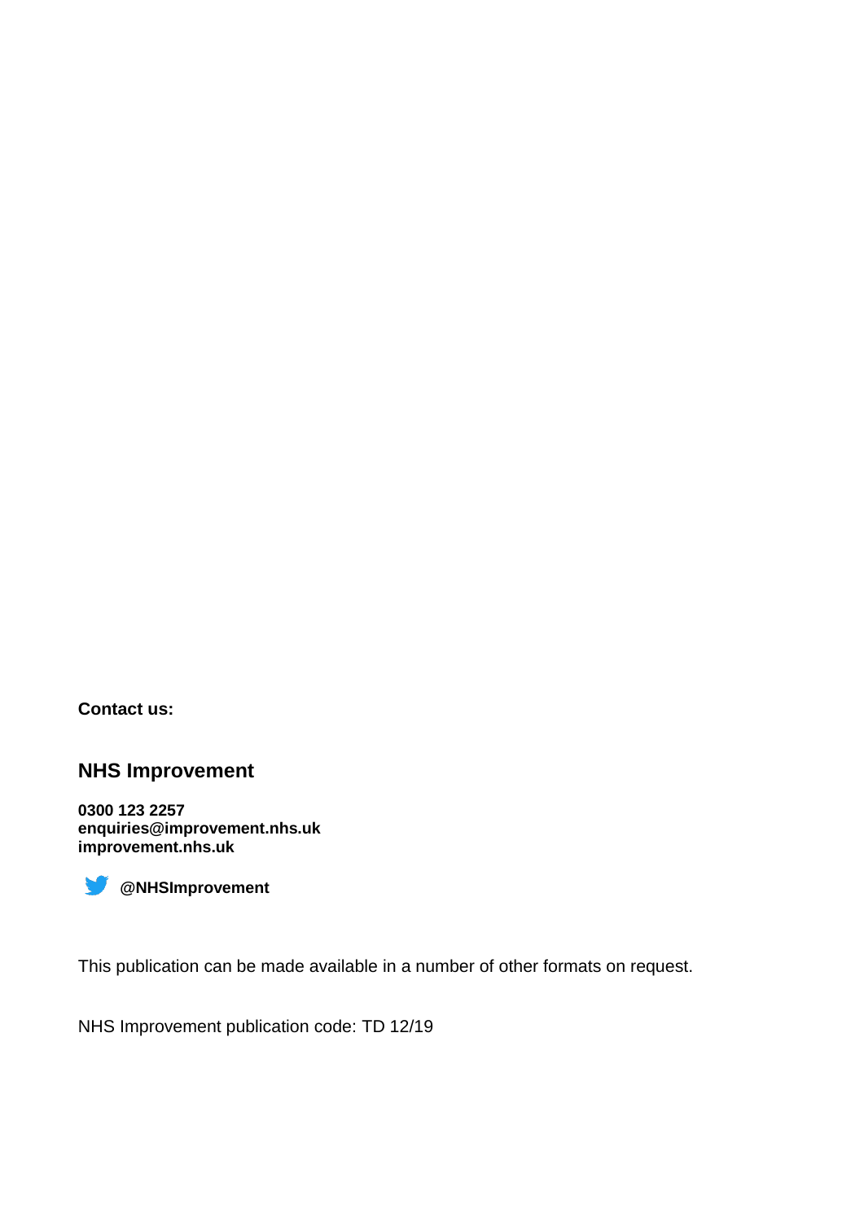**Contact us:**

## NHS Improvement

**0300 123 2257**
**enquiries@improvement.nhs.uk**
**improvement.nhs.uk**

**@NHSImprovement**

This publication can be made available in a number of other formats on request.

NHS Improvement publication code: TD 12/19